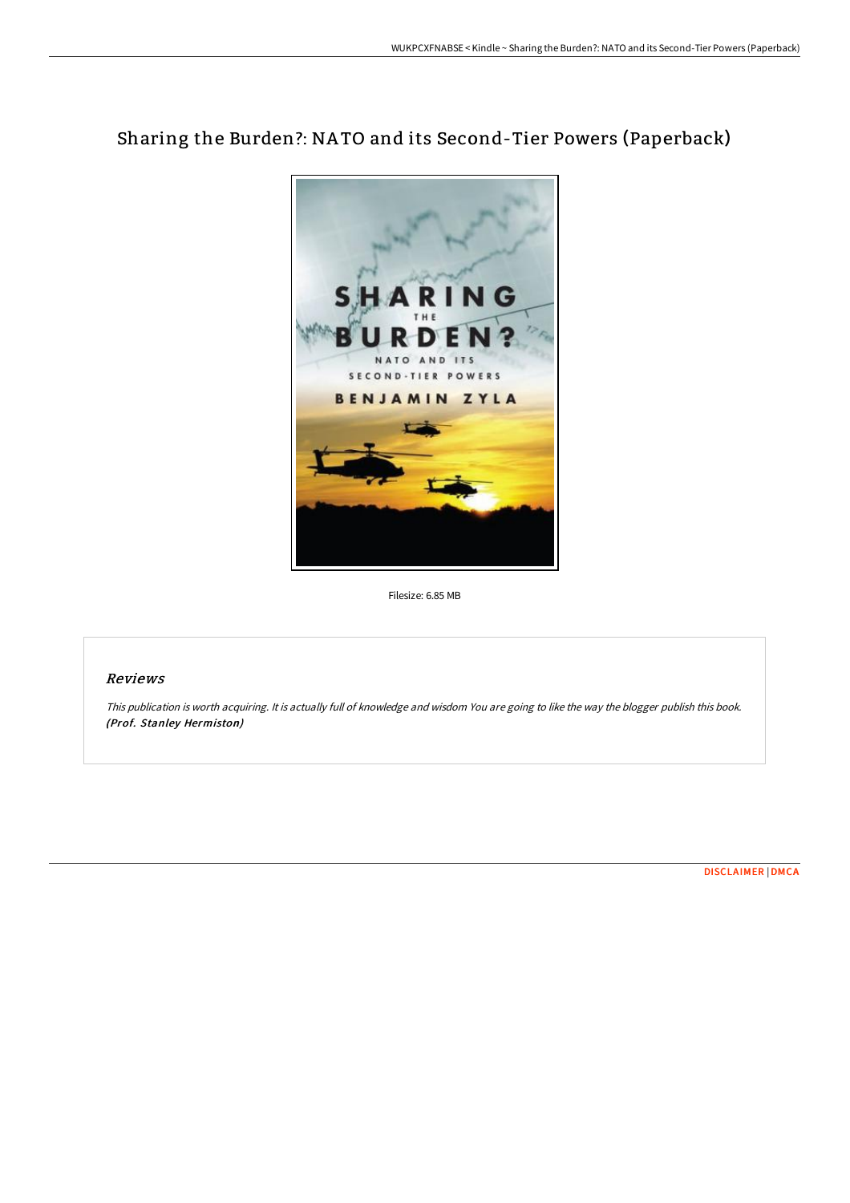# Sharing the Burden?: NATO and its Second-Tier Powers (Paperback)

Filesize: 6.85 MB

## *Reviews*

*This publication is worth acquiring. It is actually full of knowledge and wisdom You are going to like the way the blogger publish this book.*
***(Prof. Stanley Hermiston)***

DISCLAIMER | DMCA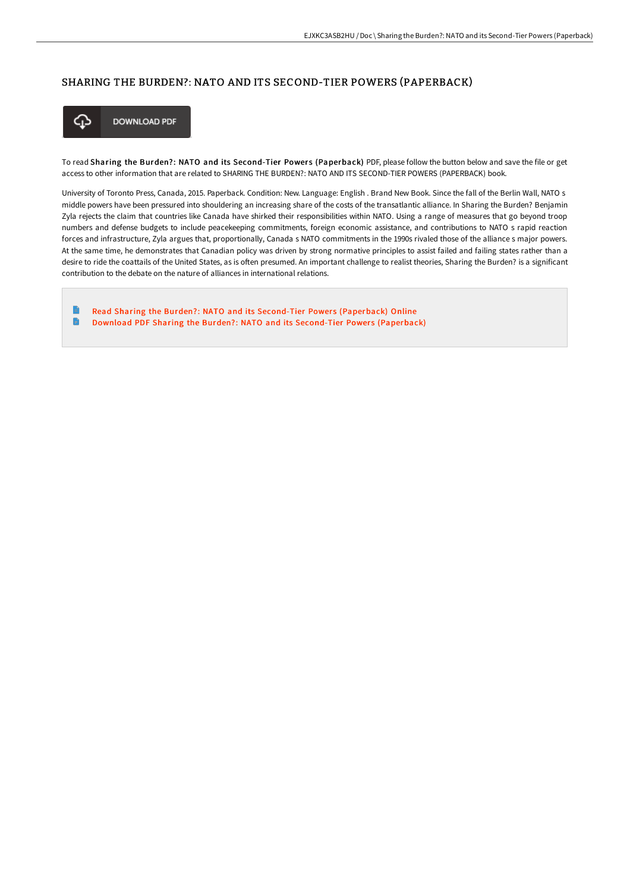# SHARING THE BURDEN?: NATO AND ITS SECOND-TIER POWERS (PAPERBACK)

DOWNLOAD PDF

To read **Sharing the Burden?: NATO and its Second-Tier Powers (Paperback)** PDF, please follow the button below and save the file or get access to other information that are related to SHARING THE BURDEN?: NATO AND ITS SECOND-TIER POWERS (PAPERBACK) book.

University of Toronto Press, Canada, 2015. Paperback. Condition: New. Language: English . Brand New Book. Since the fall of the Berlin Wall, NATO s middle powers have been pressured into shouldering an increasing share of the costs of the transatlantic alliance. In Sharing the Burden? Benjamin Zyla rejects the claim that countries like Canada have shirked their responsibilities within NATO. Using a range of measures that go beyond troop numbers and defense budgets to include peacekeeping commitments, foreign economic assistance, and contributions to NATO s rapid reaction forces and infrastructure, Zyla argues that, proportionally, Canada s NATO commitments in the 1990s rivaled those of the alliance s major powers. At the same time, he demonstrates that Canadian policy was driven by strong normative principles to assist failed and failing states rather than a desire to ride the coattails of the United States, as is often presumed. An important challenge to realist theories, Sharing the Burden? is a significant contribution to the debate on the nature of alliances in international relations.

- Read Sharing the Burden?: NATO and its Second-Tier Powers (Paperback) Online
- Download PDF Sharing the Burden?: NATO and its Second-Tier Powers (Paperback)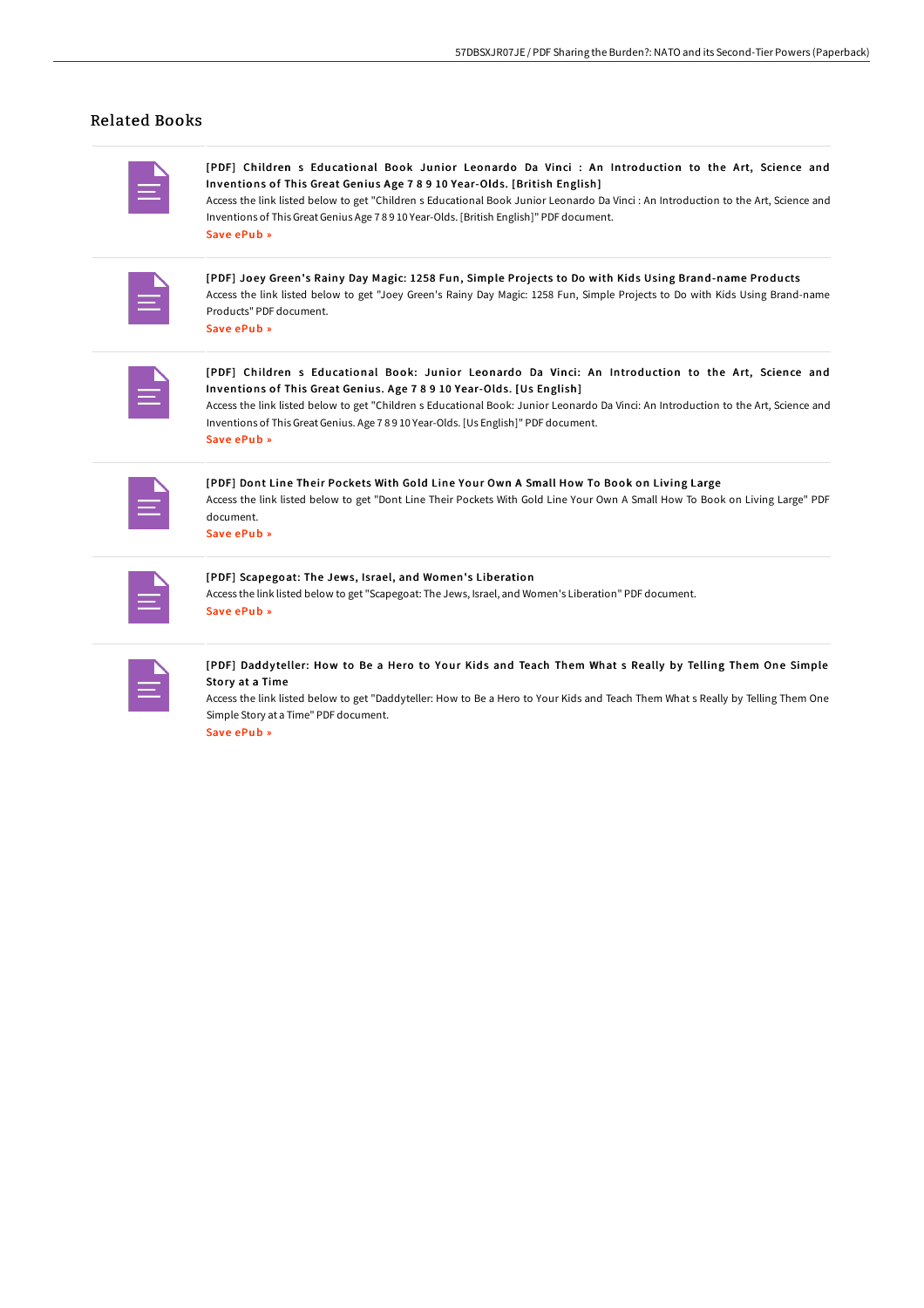## Related Books

**[PDF] Children s Educational Book Junior Leonardo Da Vinci : An Introduction to the Art, Science and Inventions of This Great Genius Age 7 8 9 10 Year-Olds. [British English]**

Access the link listed below to get "Children s Educational Book Junior Leonardo Da Vinci : An Introduction to the Art, Science and Inventions of This Great Genius Age 7 8 9 10 Year-Olds. [British English]" PDF document.

Save ePub »

**[PDF] Joey Green's Rainy Day Magic: 1258 Fun, Simple Projects to Do with Kids Using Brand-name Products**

Access the link listed below to get "Joey Green's Rainy Day Magic: 1258 Fun, Simple Projects to Do with Kids Using Brand-name Products" PDF document.

Save ePub »

**[PDF] Children s Educational Book: Junior Leonardo Da Vinci: An Introduction to the Art, Science and Inventions of This Great Genius. Age 7 8 9 10 Year-Olds. [Us English]**

Access the link listed below to get "Children s Educational Book: Junior Leonardo Da Vinci: An Introduction to the Art, Science and Inventions of This Great Genius. Age 7 8 9 10 Year-Olds. [Us English]" PDF document.

Save ePub »

**[PDF] Dont Line Their Pockets With Gold Line Your Own A Small How To Book on Living Large**

Access the link listed below to get "Dont Line Their Pockets With Gold Line Your Own A Small How To Book on Living Large" PDF document.

Save ePub »

**[PDF] Scapegoat: The Jews, Israel, and Women's Liberation**

Access the link listed below to get "Scapegoat: The Jews, Israel, and Women's Liberation" PDF document.

Save ePub »

**[PDF] Daddyteller: How to Be a Hero to Your Kids and Teach Them What s Really by Telling Them One Simple Story at a Time**

Access the link listed below to get "Daddyteller: How to Be a Hero to Your Kids and Teach Them What s Really by Telling Them One Simple Story at a Time" PDF document.

Save ePub »